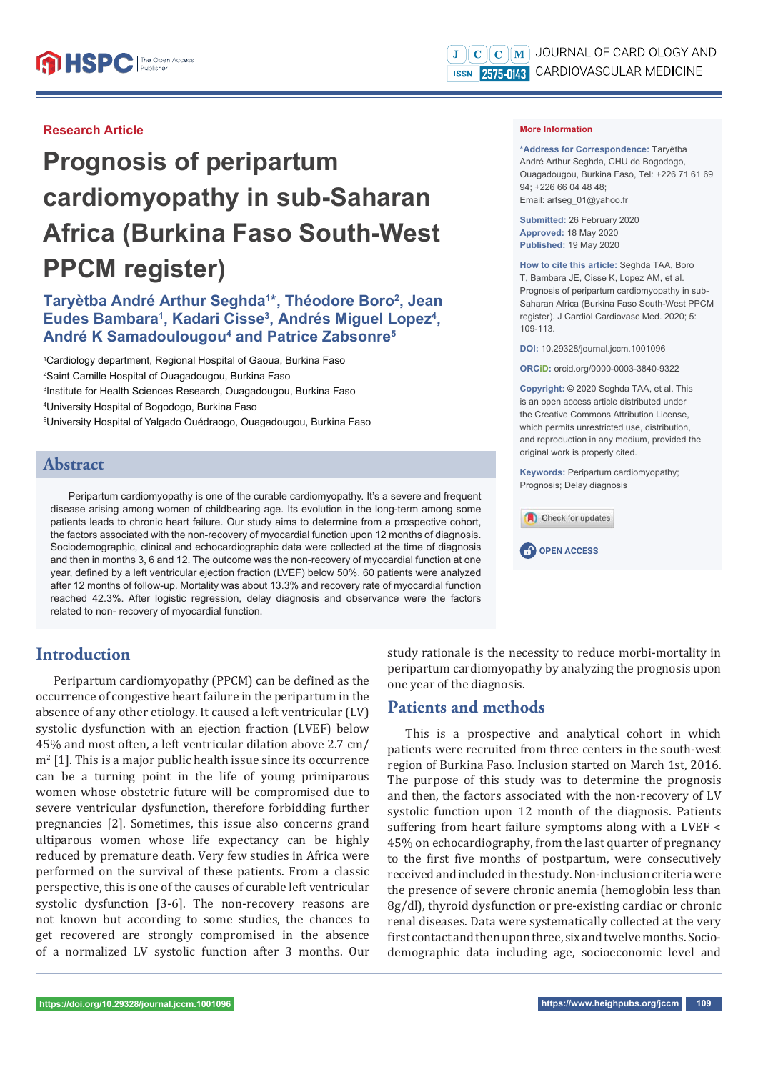Research Article

# Prognosis of peripartum cardiomyopathy in sub-Saharan Africa (Burkina Faso South-West PPCM register)

**Taryètba André Arthur Seghda[1]*, Théodore Boro[2], Jean Eudes Bambara[1], Kadari Cisse[3], Andrés Miguel Lopez[4], André K Samadoulougou[4] and Patrice Zabsonre[5]**

[1]Cardiology department, Regional Hospital of Gaoua, Burkina Faso

[2]Saint Camille Hospital of Ouagadougou, Burkina Faso

[3]Institute for Health Sciences Research, Ouagadougou, Burkina Faso

[4]University Hospital of Bogodogo, Burkina Faso

[5]University Hospital of Yalgado Ouédraogo, Ouagadougou, Burkina Faso

**More Information**

**\*Address for Correspondence:** Taryètba André Arthur Seghda, CHU de Bogodogo, Ouagadougou, Burkina Faso, Tel: +226 71 61 69 94; +226 66 04 48 48; Email: artseg_01@yahoo.fr

**Submitted:** 26 February 2020
**Approved:** 18 May 2020
**Published:** 19 May 2020

**How to cite this article:** Seghda TAA, Boro T, Bambara JE, Cisse K, Lopez AM, et al. Prognosis of peripartum cardiomyopathy in sub-Saharan Africa (Burkina Faso South-West PPCM register). J Cardiol Cardiovasc Med. 2020; 5: 109-113.

**DOI:** 10.29328/journal.jccm.1001096

**ORCiD:** orcid.org/0000-0003-3840-9322

**Copyright:** © 2020 Seghda TAA, et al. This is an open access article distributed under the Creative Commons Attribution License, which permits unrestricted use, distribution, and reproduction in any medium, provided the original work is properly cited.

**Keywords:** Peripartum cardiomyopathy; Prognosis; Delay diagnosis

OPEN ACCESS

## Abstract

Peripartum cardiomyopathy is one of the curable cardiomyopathy. It's a severe and frequent disease arising among women of childbearing age. Its evolution in the long-term among some patients leads to chronic heart failure. Our study aims to determine from a prospective cohort, the factors associated with the non-recovery of myocardial function upon 12 months of diagnosis. Sociodemographic, clinical and echocardiographic data were collected at the time of diagnosis and then in months 3, 6 and 12. The outcome was the non-recovery of myocardial function at one year, defined by a left ventricular ejection fraction (LVEF) below 50%. 60 patients were analyzed after 12 months of follow-up. Mortality was about 13.3% and recovery rate of myocardial function reached 42.3%. After logistic regression, delay diagnosis and observance were the factors related to non- recovery of myocardial function.

## Introduction

Peripartum cardiomyopathy (PPCM) can be defined as the occurrence of congestive heart failure in the peripartum in the absence of any other etiology. It caused a left ventricular (LV) systolic dysfunction with an ejection fraction (LVEF) below 45% and most often, a left ventricular dilation above 2.7 cm/m$^2$ [1]. This is a major public health issue since its occurrence can be a turning point in the life of young primiparous women whose obstetric future will be compromised due to severe ventricular dysfunction, therefore forbidding further pregnancies [2]. Sometimes, this issue also concerns grand ultiparous women whose life expectancy can be highly reduced by premature death. Very few studies in Africa were performed on the survival of these patients. From a classic perspective, this is one of the causes of curable left ventricular systolic dysfunction [3-6]. The non-recovery reasons are not known but according to some studies, the chances to get recovered are strongly compromised in the absence of a normalized LV systolic function after 3 months. Our study rationale is the necessity to reduce morbi-mortality in peripartum cardiomyopathy by analyzing the prognosis upon one year of the diagnosis.

## Patients and methods

This is a prospective and analytical cohort in which patients were recruited from three centers in the south-west region of Burkina Faso. Inclusion started on March 1st, 2016. The purpose of this study was to determine the prognosis and then, the factors associated with the non-recovery of LV systolic function upon 12 month of the diagnosis. Patients suffering from heart failure symptoms along with a LVEF < 45% on echocardiography, from the last quarter of pregnancy to the first five months of postpartum, were consecutively received and included in the study. Non-inclusion criteria were the presence of severe chronic anemia (hemoglobin less than 8g/dl), thyroid dysfunction or pre-existing cardiac or chronic renal diseases. Data were systematically collected at the very first contact and then upon three, six and twelve months. Socio-demographic data including age, socioeconomic level and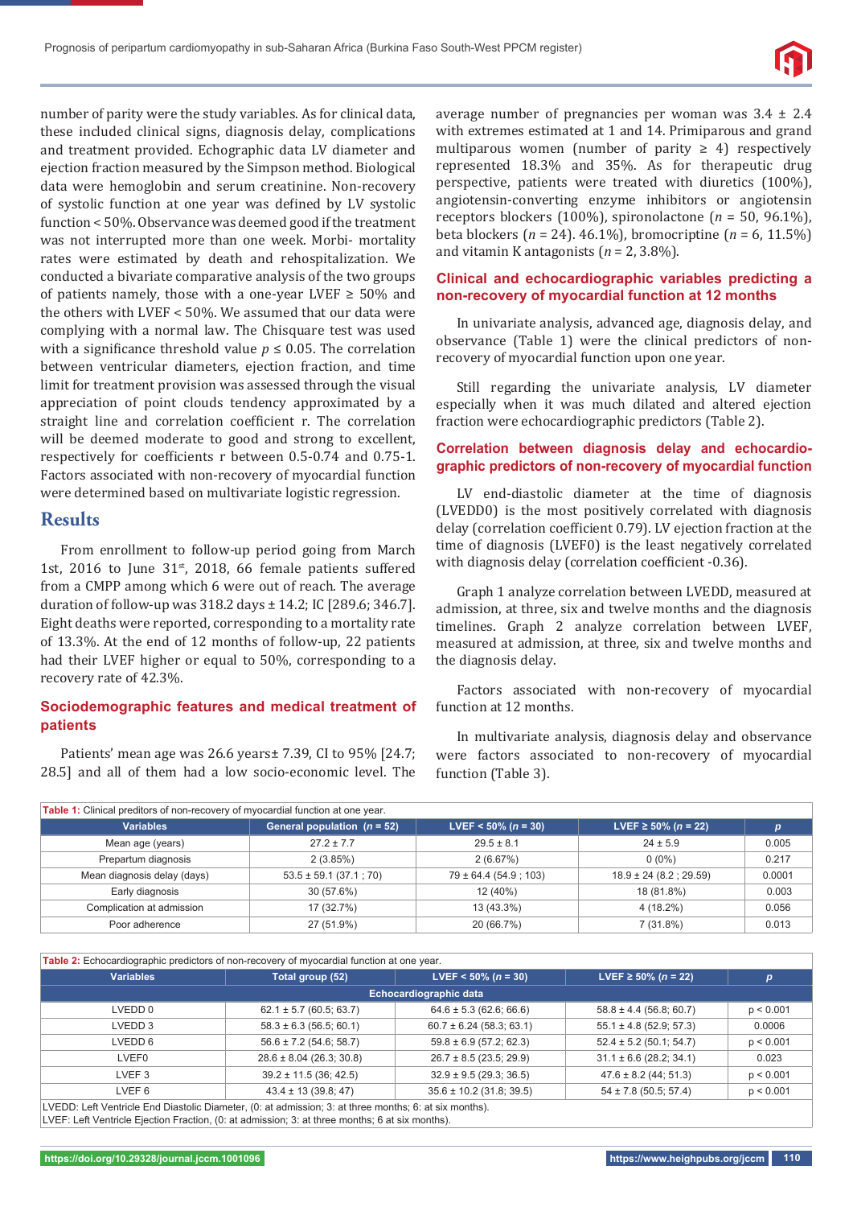number of parity were the study variables. As for clinical data, these included clinical signs, diagnosis delay, complications and treatment provided. Echographic data LV diameter and ejection fraction measured by the Simpson method. Biological data were hemoglobin and serum creatinine. Non-recovery of systolic function at one year was defined by LV systolic function < 50%. Observance was deemed good if the treatment was not interrupted more than one week. Morbi- mortality rates were estimated by death and rehospitalization. We conducted a bivariate comparative analysis of the two groups of patients namely, those with a one-year LVEF ≥ 50% and the others with LVEF < 50%. We assumed that our data were complying with a normal law. The Chisquare test was used with a significance threshold value $p \leq 0.05$. The correlation between ventricular diameters, ejection fraction, and time limit for treatment provision was assessed through the visual appreciation of point clouds tendency approximated by a straight line and correlation coefficient r. The correlation will be deemed moderate to good and strong to excellent, respectively for coefficients r between 0.5-0.74 and 0.75-1. Factors associated with non-recovery of myocardial function were determined based on multivariate logistic regression.

## Results

From enrollment to follow-up period going from March 1st, 2016 to June 31st, 2018, 66 female patients suffered from a CMPP among which 6 were out of reach. The average duration of follow-up was 318.2 days ± 14.2; IC [289.6; 346.7]. Eight deaths were reported, corresponding to a mortality rate of 13.3%. At the end of 12 months of follow-up, 22 patients had their LVEF higher or equal to 50%, corresponding to a recovery rate of 42.3%.

### Sociodemographic features and medical treatment of patients

Patients' mean age was 26.6 years± 7.39, CI to 95% [24.7; 28.5] and all of them had a low socio-economic level. The average number of pregnancies per woman was 3.4 ± 2.4 with extremes estimated at 1 and 14. Primiparous and grand multiparous women (number of parity ≥ 4) respectively represented 18.3% and 35%. As for therapeutic drug perspective, patients were treated with diuretics (100%), angiotensin-converting enzyme inhibitors or angiotensin receptors blockers (100%), spironolactone (*n* = 50, 96.1%), beta blockers (*n* = 24). 46.1%), bromocriptine (*n* = 6, 11.5%) and vitamin K antagonists (*n* = 2, 3.8%).

### Clinical and echocardiographic variables predicting a non-recovery of myocardial function at 12 months

In univariate analysis, advanced age, diagnosis delay, and observance (Table 1) were the clinical predictors of non-recovery of myocardial function upon one year.

Still regarding the univariate analysis, LV diameter especially when it was much dilated and altered ejection fraction were echocardiographic predictors (Table 2).

### Correlation between diagnosis delay and echocardiographic predictors of non-recovery of myocardial function

LV end-diastolic diameter at the time of diagnosis (LVEDD0) is the most positively correlated with diagnosis delay (correlation coefficient 0.79). LV ejection fraction at the time of diagnosis (LVEF0) is the least negatively correlated with diagnosis delay (correlation coefficient -0.36).

Graph 1 analyze correlation between LVEDD, measured at admission, at three, six and twelve months and the diagnosis timelines. Graph 2 analyze correlation between LVEF, measured at admission, at three, six and twelve months and the diagnosis delay.

Factors associated with non-recovery of myocardial function at 12 months.

In multivariate analysis, diagnosis delay and observance were factors associated to non-recovery of myocardial function (Table 3).

**Table 1:** Clinical preditors of non-recovery of myocardial function at one year.

| Variables | General population (*n* = 52) | LVEF < 50% (*n* = 30) | LVEF ≥ 50% (*n* = 22) | *p* |
|---|---|---|---|---|
| Mean age (years) | 27.2 ± 7.7 | 29.5 ± 8.1 | 24 ± 5.9 | 0.005 |
| Prepartum diagnosis | 2 (3.85%) | 2 (6.67%) | 0 (0%) | 0.217 |
| Mean diagnosis delay (days) | 53.5 ± 59.1 (37.1 ; 70) | 79 ± 64.4 (54.9 ; 103) | 18.9 ± 24 (8.2 ; 29.59) | 0.0001 |
| Early diagnosis | 30 (57.6%) | 12 (40%) | 18 (81.8%) | 0.003 |
| Complication at admission | 17 (32.7%) | 13 (43.3%) | 4 (18.2%) | 0.056 |
| Poor adherence | 27 (51.9%) | 20 (66.7%) | 7 (31.8%) | 0.013 |

**Table 2:** Echocardiographic predictors of non-recovery of myocardial function at one year.

| Variables | Total group (52) | LVEF < 50% (*n* = 30) | LVEF ≥ 50% (*n* = 22) | *p* |
|---|---|---|---|---|
| Echocardiographic data | | | | |
| LVEDD 0 | 62.1 ± 5.7 (60.5; 63.7) | 64.6 ± 5.3 (62.6; 66.6) | 58.8 ± 4.4 (56.8; 60.7) | p < 0.001 |
| LVEDD 3 | 58.3 ± 6.3 (56.5; 60.1) | 60.7 ± 6.24 (58.3; 63.1) | 55.1 ± 4.8 (52.9; 57.3) | 0.0006 |
| LVEDD 6 | 56.6 ± 7.2 (54.6; 58.7) | 59.8 ± 6.9 (57.2; 62.3) | 52.4 ± 5.2 (50.1; 54.7) | p < 0.001 |
| LVEF0 | 28.6 ± 8.04 (26.3; 30.8) | 26.7 ± 8.5 (23.5; 29.9) | 31.1 ± 6.6 (28.2; 34.1) | 0.023 |
| LVEF 3 | 39.2 ± 11.5 (36; 42.5) | 32.9 ± 9.5 (29.3; 36.5) | 47.6 ± 8.2 (44; 51.3) | p < 0.001 |
| LVEF 6 | 43.4 ± 13 (39.8; 47) | 35.6 ± 10.2 (31.8; 39.5) | 54 ± 7.8 (50.5; 57.4) | p < 0.001 |

LVEDD: Left Ventricle End Diastolic Diameter, (0: at admission; 3: at three months; 6: at six months).
LVEF: Left Ventricle Ejection Fraction, (0: at admission; 3: at three months; 6 at six months).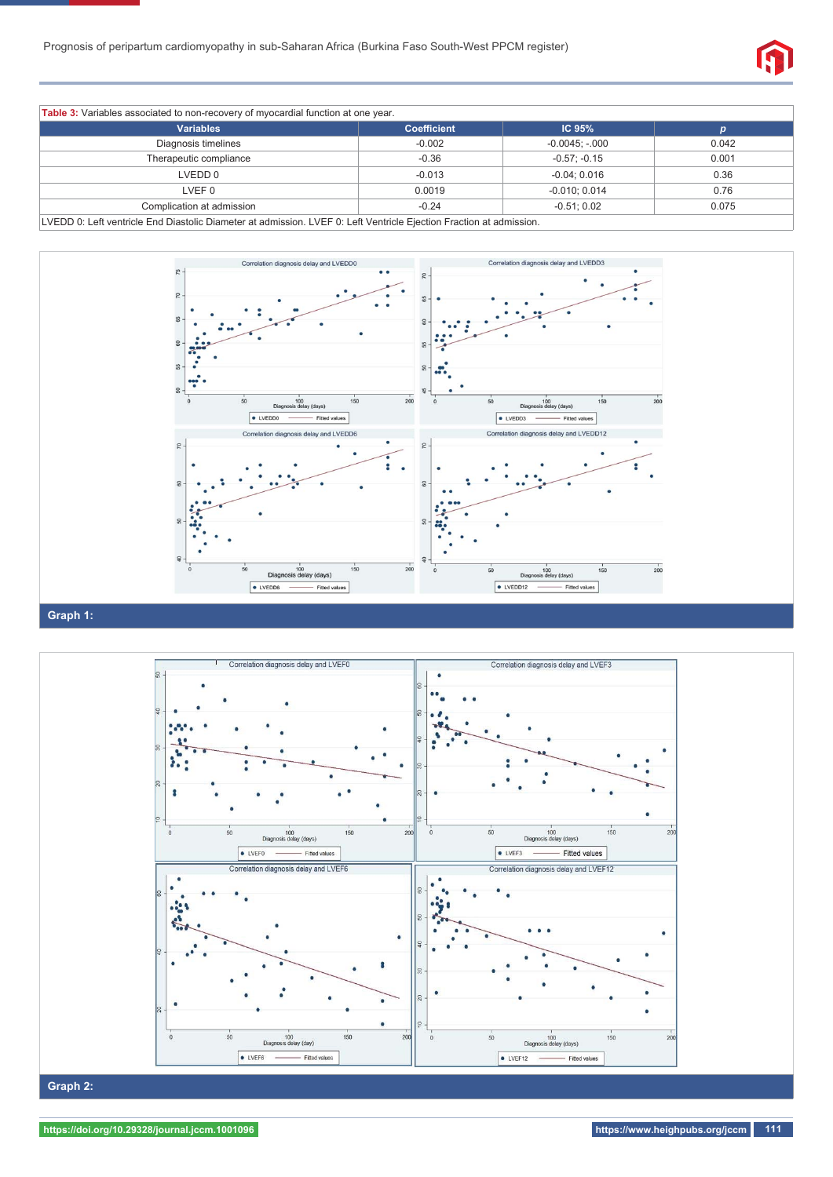**Table 3:** Variables associated to non-recovery of myocardial function at one year.

| Variables | Coefficient | IC 95% | p |
|---|---|---|---|
| Diagnosis timelines | -0.002 | -0.0045; -.000 | 0.042 |
| Therapeutic compliance | -0.36 | -0.57; -0.15 | 0.001 |
| LVEDD 0 | -0.013 | -0.04; 0.016 | 0.36 |
| LVEF 0 | 0.0019 | -0.010; 0.014 | 0.76 |
| Complication at admission | -0.24 | -0.51; 0.02 | 0.075 |

LVEDD 0: Left ventricle End Diastolic Diameter at admission. LVEF 0: Left Ventricle Ejection Fraction at admission.

**Graph 1:**

**Graph 2:**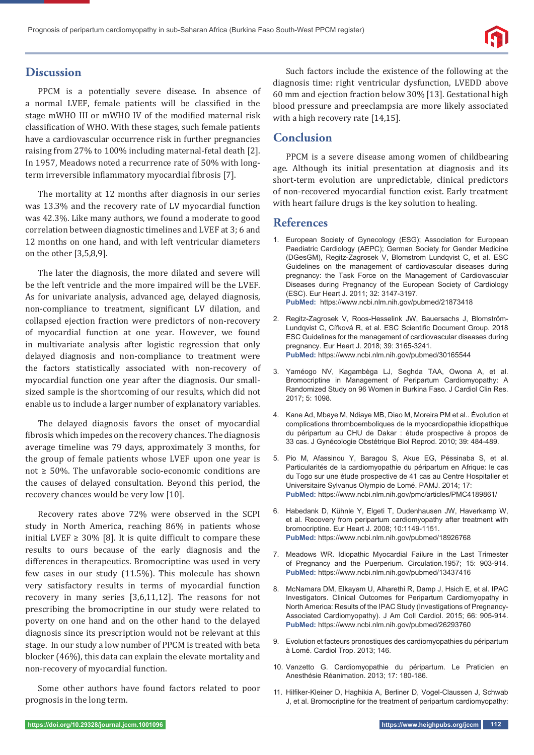## Discussion

PPCM is a potentially severe disease. In absence of a normal LVEF, female patients will be classified in the stage mWHO III or mWHO IV of the modified maternal risk classification of WHO. With these stages, such female patients have a cardiovascular occurrence risk in further pregnancies raising from 27% to 100% including maternal-fetal death [2]. In 1957, Meadows noted a recurrence rate of 50% with long-term irreversible inflammatory myocardial fibrosis [7].

The mortality at 12 months after diagnosis in our series was 13.3% and the recovery rate of LV myocardial function was 42.3%. Like many authors, we found a moderate to good correlation between diagnostic timelines and LVEF at 3; 6 and 12 months on one hand, and with left ventricular diameters on the other [3,5,8,9].

The later the diagnosis, the more dilated and severe will be the left ventricle and the more impaired will be the LVEF. As for univariate analysis, advanced age, delayed diagnosis, non-compliance to treatment, significant LV dilation, and collapsed ejection fraction were predictors of non-recovery of myocardial function at one year. However, we found in multivariate analysis after logistic regression that only delayed diagnosis and non-compliance to treatment were the factors statistically associated with non-recovery of myocardial function one year after the diagnosis. Our small-sized sample is the shortcoming of our results, which did not enable us to include a larger number of explanatory variables.

The delayed diagnosis favors the onset of myocardial fibrosis which impedes on the recovery chances. The diagnosis average timeline was 79 days, approximately 3 months, for the group of female patients whose LVEF upon one year is not ≥ 50%. The unfavorable socio-economic conditions are the causes of delayed consultation. Beyond this period, the recovery chances would be very low [10].

Recovery rates above 72% were observed in the SCPI study in North America, reaching 86% in patients whose initial LVEF ≥ 30% [8]. It is quite difficult to compare these results to ours because of the early diagnosis and the differences in therapeutics. Bromocriptine was used in very few cases in our study (11.5%). This molecule has shown very satisfactory results in terms of myocardial function recovery in many series [3,6,11,12]. The reasons for not prescribing the bromocriptine in our study were related to poverty on one hand and the other hand to the delayed diagnosis since its prescription would not be relevant at this stage. In our study a low number of PPCM is treated with beta blocker (46%), this data can explain the elevate mortality and non-recovery of myocardial function.

Some other authors have found factors related to poor prognosis in the long term.

Such factors include the existence of the following at the diagnosis time: right ventricular dysfunction, LVEDD above 60 mm and ejection fraction below 30% [13]. Gestational high blood pressure and preeclampsia are more likely associated with a high recovery rate [14,15].

## Conclusion

PPCM is a severe disease among women of childbearing age. Although its initial presentation at diagnosis and its short-term evolution are unpredictable, clinical predictors of non-recovered myocardial function exist. Early treatment with heart failure drugs is the key solution to healing.

## References

1. European Society of Gynecology (ESG); Association for European Paediatric Cardiology (AEPC); German Society for Gender Medicine (DGesGM), Regitz-Zagrosek V, Blomstrom Lundqvist C, et al. ESC Guidelines on the management of cardiovascular diseases during pregnancy: the Task Force on the Management of Cardiovascular Diseases during Pregnancy of the European Society of Cardiology (ESC). Eur Heart J. 2011; 32: 3147-3197. **PubMed:** https://www.ncbi.nlm.nih.gov/pubmed/21873418

2. Regitz-Zagrosek V, Roos-Hesselink JW, Bauersachs J, Blomström-Lundqvist C, Cífková R, et al. ESC Scientific Document Group. 2018 ESC Guidelines for the management of cardiovascular diseases during pregnancy. Eur Heart J. 2018; 39: 3165-3241. **PubMed:** https://www.ncbi.nlm.nih.gov/pubmed/30165544

3. Yaméogo NV, Kagambèga LJ, Seghda TAA, Owona A, et al. Bromocriptine in Management of Peripartum Cardiomyopathy: A Randomized Study on 96 Women in Burkina Faso. J Cardiol Clin Res. 2017; 5: 1098.

4. Kane Ad, Mbaye M, Ndiaye MB, Diao M, Moreira PM et al.. Évolution et complications thromboemboliques de la myocardiopathie idiopathique du péripartum au CHU de Dakar : étude prospective à propos de 33 cas. J Gynécologie Obstétrique Biol Reprod. 2010; 39: 484-489.

5. Pio M, Afassinou Y, Baragou S, Akue EG, Péssinaba S, et al. Particularités de la cardiomyopathie du péripartum en Afrique: le cas du Togo sur une étude prospective de 41 cas au Centre Hospitalier et Universitaire Sylvanus Olympio de Lomé. PAMJ. 2014; 17: **PubMed:** https://www.ncbi.nlm.nih.gov/pmc/articles/PMC4189861/

6. Habedank D, Kühnle Y, Elgeti T, Dudenhausen JW, Haverkamp W, et al. Recovery from peripartum cardiomyopathy after treatment with bromocriptine. Eur Heart J. 2008; 10:1149-1151. **PubMed:** https://www.ncbi.nlm.nih.gov/pubmed/18926768

7. Meadows WR. Idiopathic Myocardial Failure in the Last Trimester of Pregnancy and the Puerperium. Circulation.1957; 15: 903-914. **PubMed:** https://www.ncbi.nlm.nih.gov/pubmed/13437416

8. McNamara DM, Elkayam U, Alharethi R, Damp J, Hsich E, et al. IPAC Investigators. Clinical Outcomes for Peripartum Cardiomyopathy in North America: Results of the IPAC Study (Investigations of Pregnancy-Associated Cardiomyopathy). J Am Coll Cardiol. 2015; 66: 905-914. **PubMed:** https://www.ncbi.nlm.nih.gov/pubmed/26293760

9. Evolution et facteurs pronostiques des cardiomyopathies du péripartum à Lomé. Cardiol Trop. 2013; 146.

10. Vanzetto G. Cardiomyopathie du péripartum. Le Praticien en Anesthésie Réanimation. 2013; 17: 180-186.

11. Hilfiker-Kleiner D, Haghikia A, Berliner D, Vogel-Claussen J, Schwab J, et al. Bromocriptine for the treatment of peripartum cardiomyopathy: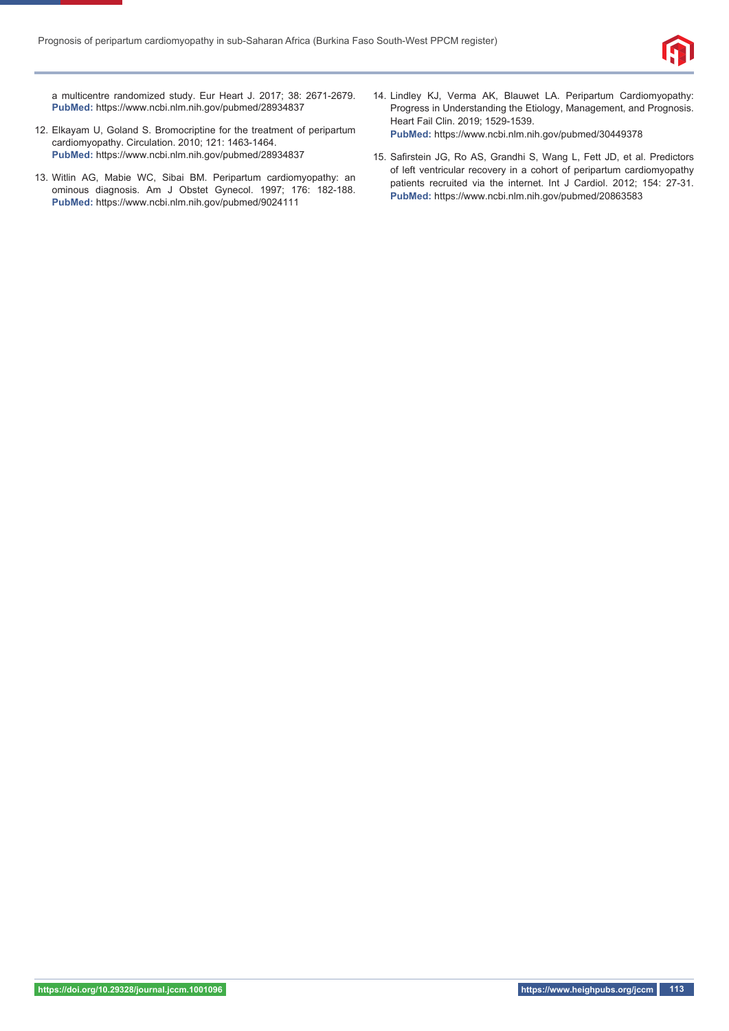a multicentre randomized study. Eur Heart J. 2017; 38: 2671-2679. **PubMed:** https://www.ncbi.nlm.nih.gov/pubmed/28934837

12. Elkayam U, Goland S. Bromocriptine for the treatment of peripartum cardiomyopathy. Circulation. 2010; 121: 1463-1464. **PubMed:** https://www.ncbi.nlm.nih.gov/pubmed/28934837

13. Witlin AG, Mabie WC, Sibai BM. Peripartum cardiomyopathy: an ominous diagnosis. Am J Obstet Gynecol. 1997; 176: 182-188. **PubMed:** https://www.ncbi.nlm.nih.gov/pubmed/9024111

14. Lindley KJ, Verma AK, Blauwet LA. Peripartum Cardiomyopathy: Progress in Understanding the Etiology, Management, and Prognosis. Heart Fail Clin. 2019; 1529-1539. **PubMed:** https://www.ncbi.nlm.nih.gov/pubmed/30449378

15. Safirstein JG, Ro AS, Grandhi S, Wang L, Fett JD, et al. Predictors of left ventricular recovery in a cohort of peripartum cardiomyopathy patients recruited via the internet. Int J Cardiol. 2012; 154: 27-31. **PubMed:** https://www.ncbi.nlm.nih.gov/pubmed/20863583